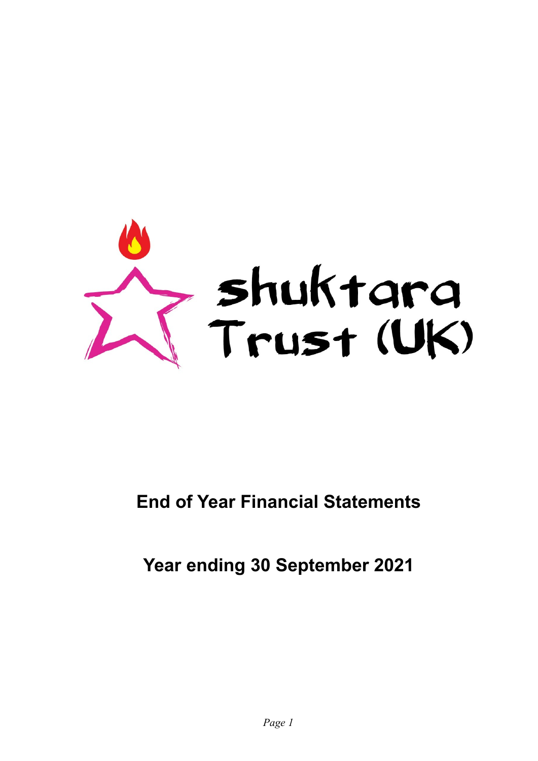shuktara Trust (UK)

# End of Year Financial Statements

## Year ending 30 September 2021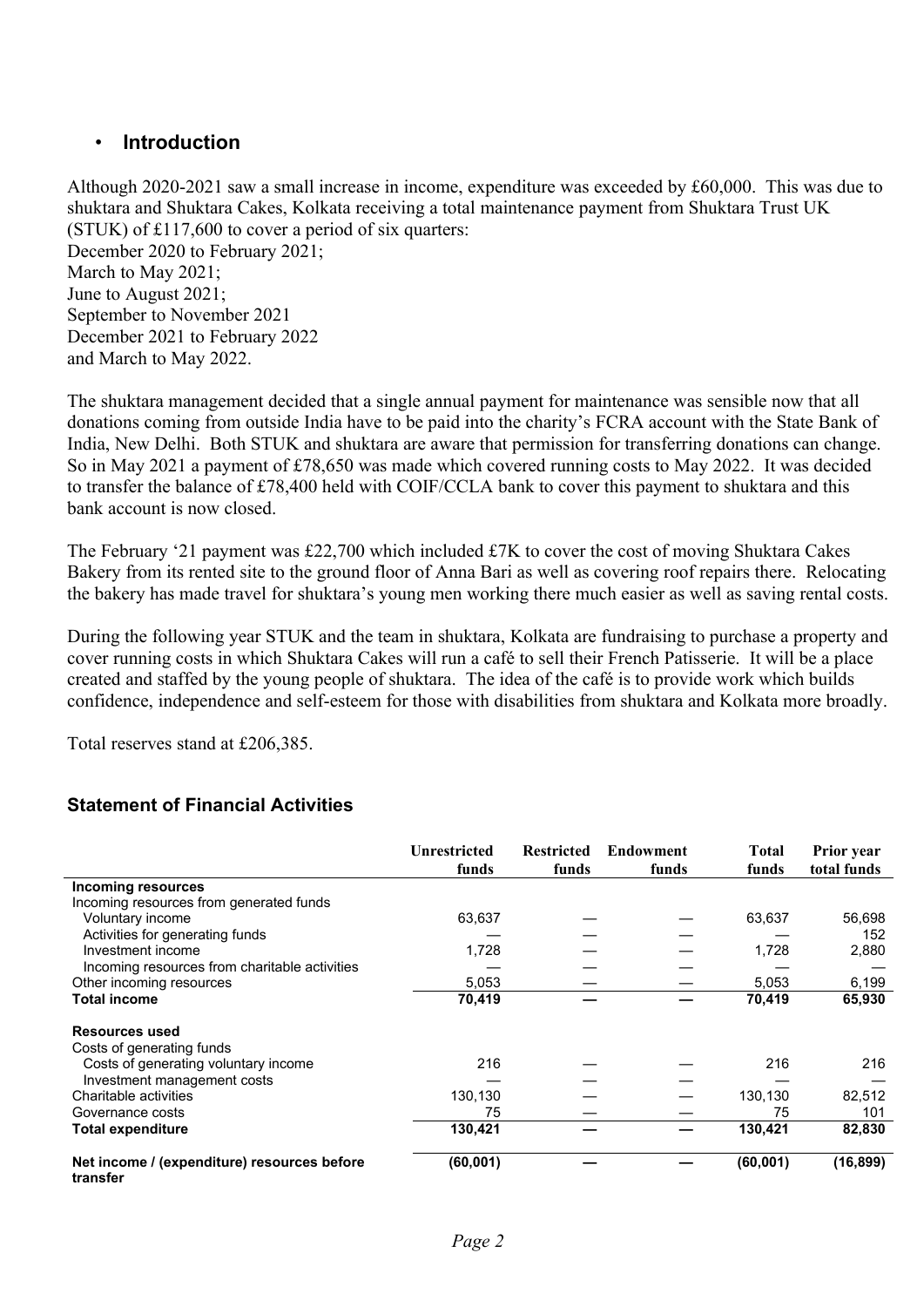## • Introduction

Although 2020-2021 saw a small increase in income, expenditure was exceeded by £60,000. This was due to shuktara and Shuktara Cakes, Kolkata receiving a total maintenance payment from Shuktara Trust UK (STUK) of £117,600 to cover a period of six quarters:
December 2020 to February 2021;
March to May 2021;
June to August 2021;
September to November 2021
December 2021 to February 2022
and March to May 2022.

The shuktara management decided that a single annual payment for maintenance was sensible now that all donations coming from outside India have to be paid into the charity's FCRA account with the State Bank of India, New Delhi. Both STUK and shuktara are aware that permission for transferring donations can change. So in May 2021 a payment of £78,650 was made which covered running costs to May 2022. It was decided to transfer the balance of £78,400 held with COIF/CCLA bank to cover this payment to shuktara and this bank account is now closed.

The February '21 payment was £22,700 which included £7K to cover the cost of moving Shuktara Cakes Bakery from its rented site to the ground floor of Anna Bari as well as covering roof repairs there. Relocating the bakery has made travel for shuktara's young men working there much easier as well as saving rental costs.

During the following year STUK and the team in shuktara, Kolkata are fundraising to purchase a property and cover running costs in which Shuktara Cakes will run a café to sell their French Patisserie. It will be a place created and staffed by the young people of shuktara. The idea of the café is to provide work which builds confidence, independence and self-esteem for those with disabilities from shuktara and Kolkata more broadly.

Total reserves stand at £206,385.

### Statement of Financial Activities

| | Unrestricted funds | Restricted funds | Endowment funds | Total funds | Prior year total funds |
|---|---|---|---|---|---|
| **Incoming resources** | | | | | |
| Incoming resources from generated funds | | | | | |
| Voluntary income | 63,637 | — | — | 63,637 | 56,698 |
| Activities for generating funds | — | — | — | — | 152 |
| Investment income | 1,728 | — | — | 1,728 | 2,880 |
| Incoming resources from charitable activities | — | — | — | — | — |
| Other incoming resources | 5,053 | — | — | 5,053 | 6,199 |
| **Total income** | **70,419** | **—** | **—** | **70,419** | **65,930** |
| **Resources used** | | | | | |
| Costs of generating funds | | | | | |
| Costs of generating voluntary income | 216 | — | — | 216 | 216 |
| Investment management costs | — | — | — | — | — |
| Charitable activities | 130,130 | — | — | 130,130 | 82,512 |
| Governance costs | 75 | — | — | 75 | 101 |
| **Total expenditure** | **130,421** | **—** | **—** | **130,421** | **82,830** |
| **Net income / (expenditure) resources before transfer** | **(60,001)** | **—** | **—** | **(60,001)** | **(16,899)** |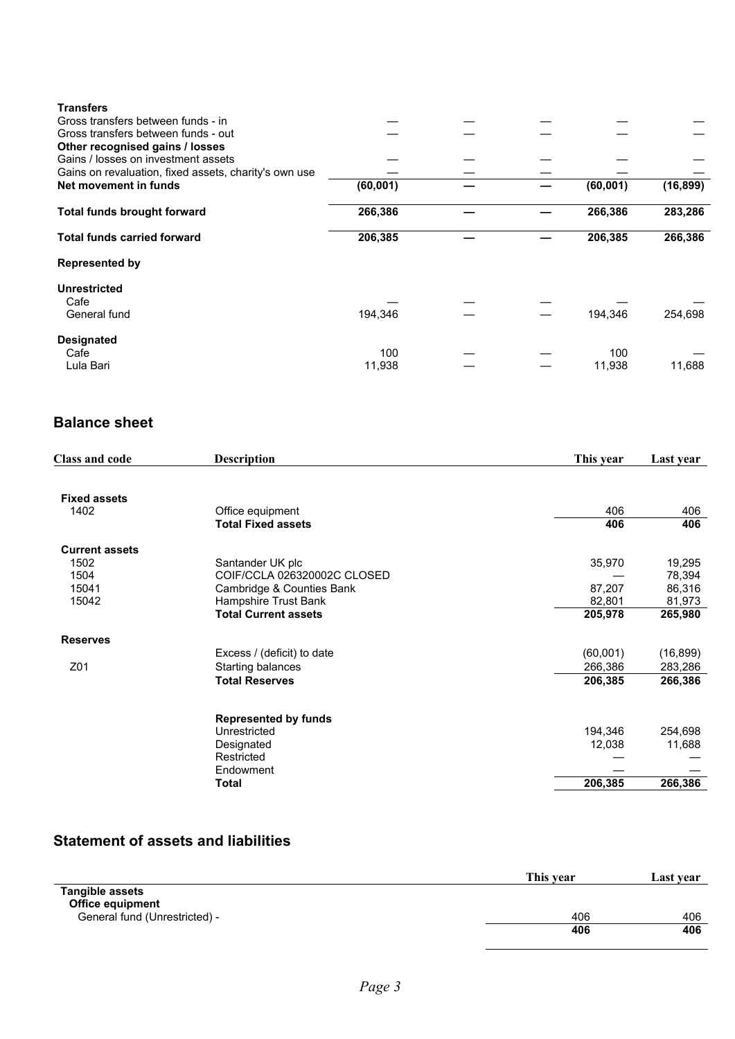| | | | | | |
|---|---|---|---|---|---|
| **Transfers** | | | | | |
| Gross transfers between funds - in | — | — | — | — | — |
| Gross transfers between funds - out | — | — | — | — | — |
| **Other recognised gains / losses** | | | | | |
| Gains / losses on investment assets | — | — | — | — | — |
| Gains on revaluation, fixed assets, charity's own use | — | — | — | — | — |
| **Net movement in funds** | **(60,001)** | **—** | **—** | **(60,001)** | **(16,899)** |
| **Total funds brought forward** | **266,386** | **—** | **—** | **266,386** | **283,286** |
| **Total funds carried forward** | **206,385** | **—** | **—** | **206,385** | **266,386** |
| **Represented by** | | | | | |
| **Unrestricted** | | | | | |
| Cafe | — | — | — | — | — |
| General fund | 194,346 | — | — | 194,346 | 254,698 |
| **Designated** | | | | | |
| Cafe | 100 | — | — | 100 | — |
| Lula Bari | 11,938 | — | — | 11,938 | 11,688 |

## Balance sheet

| Class and code | Description | This year | Last year |
|---|---|---|---|
| **Fixed assets** | | | |
| 1402 | Office equipment | 406 | 406 |
| | **Total Fixed assets** | **406** | **406** |
| **Current assets** | | | |
| 1502 | Santander UK plc | 35,970 | 19,295 |
| 1504 | COIF/CCLA 026320002C CLOSED | — | 78,394 |
| 15041 | Cambridge & Counties Bank | 87,207 | 86,316 |
| 15042 | Hampshire Trust Bank | 82,801 | 81,973 |
| | **Total Current assets** | **205,978** | **265,980** |
| **Reserves** | | | |
| | Excess / (deficit) to date | (60,001) | (16,899) |
| Z01 | Starting balances | 266,386 | 283,286 |
| | **Total Reserves** | **206,385** | **266,386** |
| | **Represented by funds** | | |
| | Unrestricted | 194,346 | 254,698 |
| | Designated | 12,038 | 11,688 |
| | Restricted | — | — |
| | Endowment | — | — |
| | **Total** | **206,385** | **266,386** |

## Statement of assets and liabilities

| | This year | Last year |
|---|---|---|
| **Tangible assets** | | |
| **Office equipment** | | |
| General fund (Unrestricted) - | 406 | 406 |
| | **406** | **406** |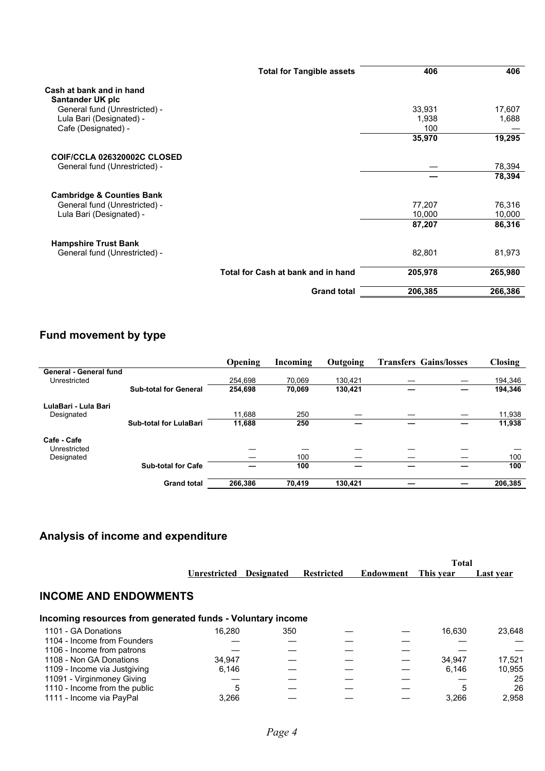| | | |
|---|---|---|
| **Total for Tangible assets** | **406** | **406** |
| **Cash at bank and in hand** | | |
| **Santander UK plc** | | |
| General fund (Unrestricted) - | 33,931 | 17,607 |
| Lula Bari (Designated) - | 1,938 | 1,688 |
| Cafe (Designated) - | 100 | — |
| | **35,970** | **19,295** |
| **COIF/CCLA 026320002C CLOSED** | | |
| General fund (Unrestricted) - | — | 78,394 |
| | **—** | **78,394** |
| **Cambridge & Counties Bank** | | |
| General fund (Unrestricted) - | 77,207 | 76,316 |
| Lula Bari (Designated) - | 10,000 | 10,000 |
| | **87,207** | **86,316** |
| **Hampshire Trust Bank** | | |
| General fund (Unrestricted) - | 82,801 | 81,973 |
| **Total for Cash at bank and in hand** | **205,978** | **265,980** |
| **Grand total** | **206,385** | **266,386** |

## Fund movement by type

| | | Opening | Incoming | Outgoing | Transfers | Gains/losses | Closing |
|---|---|---|---|---|---|---|---|
| **General - General fund** | | | | | | | |
| Unrestricted | | 254,698 | 70,069 | 130,421 | — | — | 194,346 |
| | **Sub-total for General** | **254,698** | **70,069** | **130,421** | **—** | **—** | **194,346** |
| **LulaBari - Lula Bari** | | | | | | | |
| Designated | | 11,688 | 250 | — | — | — | 11,938 |
| | **Sub-total for LulaBari** | **11,688** | **250** | **—** | **—** | **—** | **11,938** |
| **Cafe - Cafe** | | | | | | | |
| Unrestricted | | — | — | — | — | — | — |
| Designated | | — | 100 | — | — | — | 100 |
| | **Sub-total for Cafe** | **—** | **100** | **—** | **—** | **—** | **100** |
| | **Grand total** | **266,386** | **70,419** | **130,421** | **—** | **—** | **206,385** |

## Analysis of income and expenditure

| | Unrestricted | Designated | Restricted | Endowment | Total This year | Total Last year |
|---|---|---|---|---|---|---|
| **INCOME AND ENDOWMENTS** | | | | | | |
| **Incoming resources from generated funds - Voluntary income** | | | | | | |
| 1101 - GA Donations | 16,280 | 350 | — | — | 16,630 | 23,648 |
| 1104 - Income from Founders | — | — | — | — | — | — |
| 1106 - Income from patrons | — | — | — | — | — | — |
| 1108 - Non GA Donations | 34,947 | — | — | — | 34,947 | 17,521 |
| 1109 - Income via Justgiving | 6,146 | — | — | — | 6,146 | 10,955 |
| 11091 - Virginmoney Giving | — | — | — | — | — | 25 |
| 1110 - Income from the public | 5 | — | — | — | 5 | 26 |
| 1111 - Income via PayPal | 3,266 | — | — | — | 3,266 | 2,958 |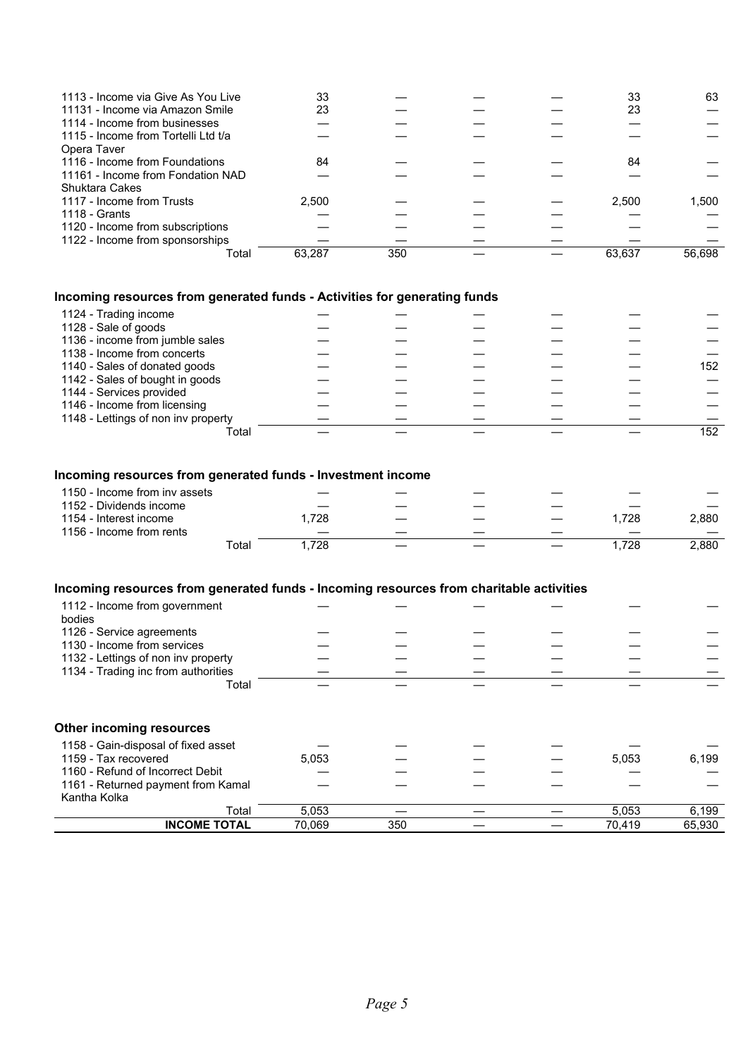| | | | | | | |
|---|---|---|---|---|---|---|
| 1113 - Income via Give As You Live | 33 | — | — | — | 33 | 63 |
| 11131 - Income via Amazon Smile | 23 | — | — | — | 23 | — |
| 1114 - Income from businesses | — | — | — | — | — | — |
| 1115 - Income from Tortelli Ltd t/a Opera Taver | — | — | — | — | — | — |
| 1116 - Income from Foundations | 84 | — | — | — | 84 | — |
| 11161 - Income from Fondation NAD Shuktara Cakes | — | — | — | — | — | — |
| 1117 - Income from Trusts | 2,500 | — | — | — | 2,500 | 1,500 |
| 1118 - Grants | — | — | — | — | — | — |
| 1120 - Income from subscriptions | — | — | — | — | — | — |
| 1122 - Income from sponsorships | — | — | — | — | — | — |
| Total | 63,287 | 350 | — | — | 63,637 | 56,698 |

**Incoming resources from generated funds - Activities for generating funds**

| | | | | | | |
|---|---|---|---|---|---|---|
| 1124 - Trading income | — | — | — | — | — | — |
| 1128 - Sale of goods | — | — | — | — | — | — |
| 1136 - income from jumble sales | — | — | — | — | — | — |
| 1138 - Income from concerts | — | — | — | — | — | — |
| 1140 - Sales of donated goods | — | — | — | — | — | 152 |
| 1142 - Sales of bought in goods | — | — | — | — | — | — |
| 1144 - Services provided | — | — | — | — | — | — |
| 1146 - Income from licensing | — | — | — | — | — | — |
| 1148 - Lettings of non inv property | — | — | — | — | — | — |
| Total | — | — | — | — | — | 152 |

**Incoming resources from generated funds - Investment income**

| | | | | | | |
|---|---|---|---|---|---|---|
| 1150 - Income from inv assets | — | — | — | — | — | — |
| 1152 - Dividends income | — | — | — | — | — | — |
| 1154 - Interest income | 1,728 | — | — | — | 1,728 | 2,880 |
| 1156 - Income from rents | — | — | — | — | — | — |
| Total | 1,728 | — | — | — | 1,728 | 2,880 |

**Incoming resources from generated funds - Incoming resources from charitable activities**

| | | | | | | |
|---|---|---|---|---|---|---|
| 1112 - Income from government bodies | — | — | — | — | — | — |
| 1126 - Service agreements | — | — | — | — | — | — |
| 1130 - Income from services | — | — | — | — | — | — |
| 1132 - Lettings of non inv property | — | — | — | — | — | — |
| 1134 - Trading inc from authorities | — | — | — | — | — | — |
| Total | — | — | — | — | — | — |

**Other incoming resources**

| | | | | | | |
|---|---|---|---|---|---|---|
| 1158 - Gain-disposal of fixed asset | — | — | — | — | — | — |
| 1159 - Tax recovered | 5,053 | — | — | — | 5,053 | 6,199 |
| 1160 - Refund of Incorrect Debit | — | — | — | — | — | — |
| 1161 - Returned payment from Kamal Kantha Kolka | — | — | — | — | — | — |
| Total | 5,053 | — | — | — | 5,053 | 6,199 |
| **INCOME TOTAL** | 70,069 | 350 | — | — | 70,419 | 65,930 |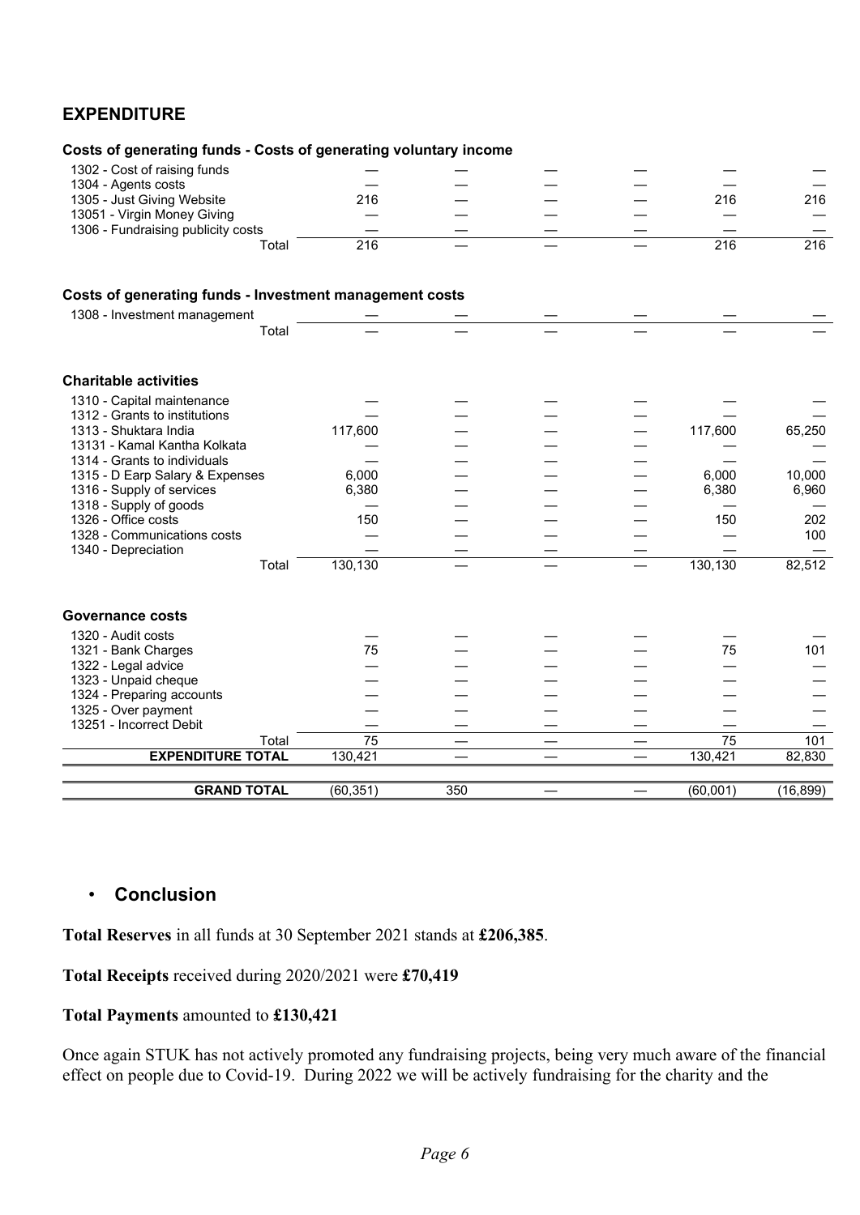## EXPENDITURE

| | | | | | | |
|---|---|---|---|---|---|---|
| **Costs of generating funds - Costs of generating voluntary income** | | | | | | |
| 1302 - Cost of raising funds | — | — | — | — | — | — |
| 1304 - Agents costs | — | — | — | — | — | — |
| 1305 - Just Giving Website | 216 | — | — | — | 216 | 216 |
| 13051 - Virgin Money Giving | — | — | — | — | — | — |
| 1306 - Fundraising publicity costs | — | — | — | — | — | — |
| Total | 216 | — | — | — | 216 | 216 |
| **Costs of generating funds - Investment management costs** | | | | | | |
| 1308 - Investment management | — | — | — | — | — | — |
| Total | — | — | — | — | — | — |
| **Charitable activities** | | | | | | |
| 1310 - Capital maintenance | — | — | — | — | — | — |
| 1312 - Grants to institutions | — | — | — | — | — | — |
| 1313 - Shuktara India | 117,600 | — | — | — | 117,600 | 65,250 |
| 13131 - Kamal Kantha Kolkata | — | — | — | — | — | — |
| 1314 - Grants to individuals | — | — | — | — | — | — |
| 1315 - D Earp Salary & Expenses | 6,000 | — | — | — | 6,000 | 10,000 |
| 1316 - Supply of services | 6,380 | — | — | — | 6,380 | 6,960 |
| 1318 - Supply of goods | — | — | — | — | — | — |
| 1326 - Office costs | 150 | — | — | — | 150 | 202 |
| 1328 - Communications costs | — | — | — | — | — | 100 |
| 1340 - Depreciation | — | — | — | — | — | — |
| Total | 130,130 | — | — | — | 130,130 | 82,512 |
| **Governance costs** | | | | | | |
| 1320 - Audit costs | — | — | — | — | — | — |
| 1321 - Bank Charges | 75 | — | — | — | 75 | 101 |
| 1322 - Legal advice | — | — | — | — | — | — |
| 1323 - Unpaid cheque | — | — | — | — | — | — |
| 1324 - Preparing accounts | — | — | — | — | — | — |
| 1325 - Over payment | — | — | — | — | — | — |
| 13251 - Incorrect Debit | — | — | — | — | — | — |
| Total | 75 | — | — | — | 75 | 101 |
| **EXPENDITURE TOTAL** | 130,421 | — | — | — | 130,421 | 82,830 |
| **GRAND TOTAL** | (60,351) | 350 | — | — | (60,001) | (16,899) |

- ## Conclusion

**Total Reserves** in all funds at 30 September 2021 stands at **£206,385**.

**Total Receipts** received during 2020/2021 were **£70,419**

**Total Payments** amounted to **£130,421**

Once again STUK has not actively promoted any fundraising projects, being very much aware of the financial effect on people due to Covid-19. During 2022 we will be actively fundraising for the charity and the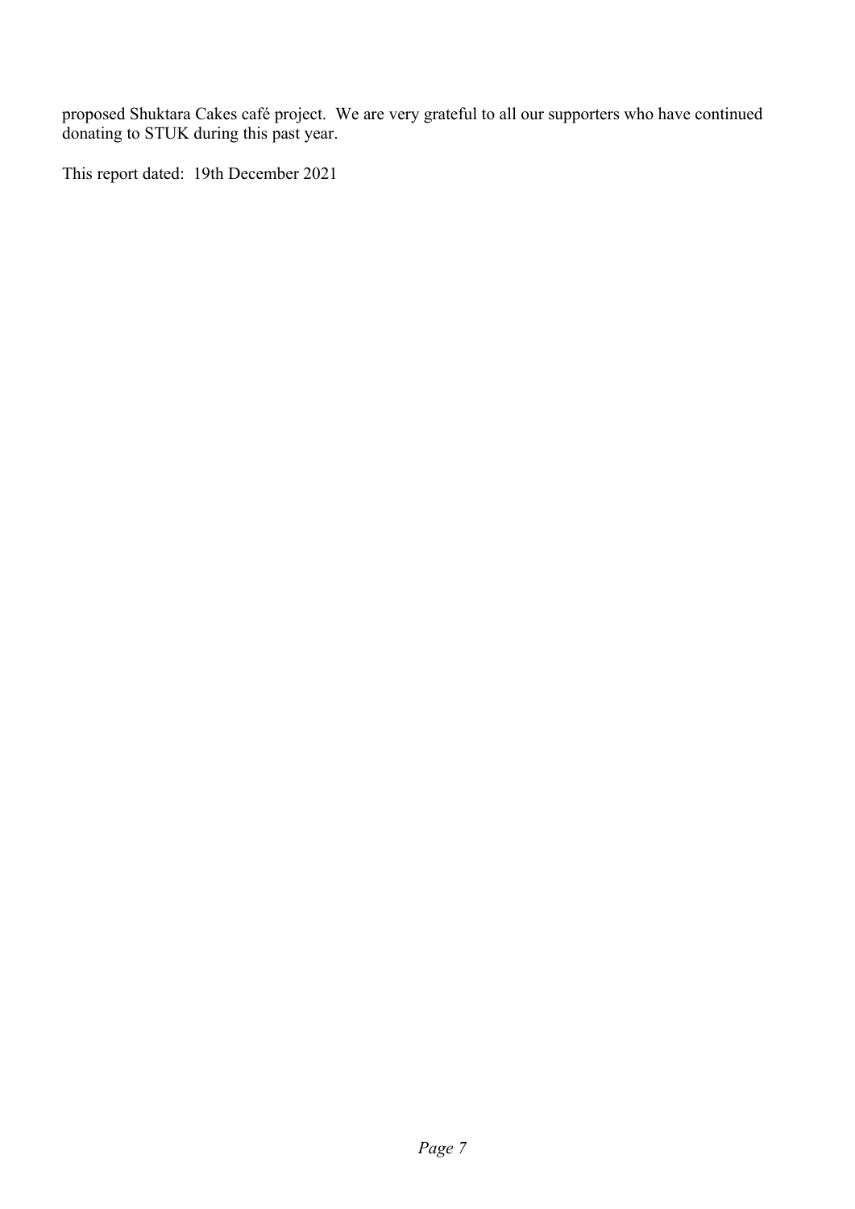proposed Shuktara Cakes café project. We are very grateful to all our supporters who have continued donating to STUK during this past year.

This report dated: 19th December 2021